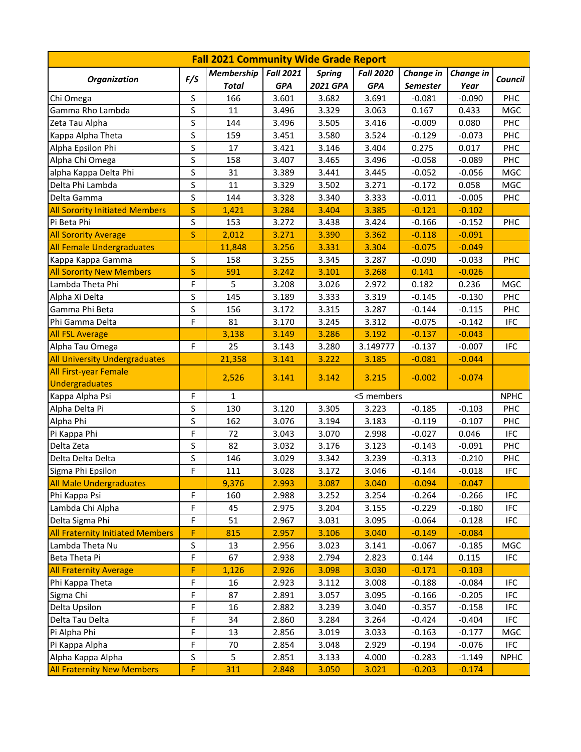# Fall 2021 Community Wide Grade Report

| Organization | F/S | Membership Total | Fall 2021 GPA | Spring 2021 GPA | Fall 2020 GPA | Change in Semester | Change in Year | Council |
|---|---|---|---|---|---|---|---|---|
| Chi Omega | S | 166 | 3.601 | 3.682 | 3.691 | -0.081 | -0.090 | PHC |
| Gamma Rho Lambda | S | 11 | 3.496 | 3.329 | 3.063 | 0.167 | 0.433 | MGC |
| Zeta Tau Alpha | S | 144 | 3.496 | 3.505 | 3.416 | -0.009 | 0.080 | PHC |
| Kappa Alpha Theta | S | 159 | 3.451 | 3.580 | 3.524 | -0.129 | -0.073 | PHC |
| Alpha Epsilon Phi | S | 17 | 3.421 | 3.146 | 3.404 | 0.275 | 0.017 | PHC |
| Alpha Chi Omega | S | 158 | 3.407 | 3.465 | 3.496 | -0.058 | -0.089 | PHC |
| alpha Kappa Delta Phi | S | 31 | 3.389 | 3.441 | 3.445 | -0.052 | -0.056 | MGC |
| Delta Phi Lambda | S | 11 | 3.329 | 3.502 | 3.271 | -0.172 | 0.058 | MGC |
| Delta Gamma | S | 144 | 3.328 | 3.340 | 3.333 | -0.011 | -0.005 | PHC |
| All Sorority Initiated Members | S | 1,421 | 3.284 | 3.404 | 3.385 | -0.121 | -0.102 | |
| Pi Beta Phi | S | 153 | 3.272 | 3.438 | 3.424 | -0.166 | -0.152 | PHC |
| All Sorority Average | S | 2,012 | 3.271 | 3.390 | 3.362 | -0.118 | -0.091 | |
| All Female Undergraduates | | 11,848 | 3.256 | 3.331 | 3.304 | -0.075 | -0.049 | |
| Kappa Kappa Gamma | S | 158 | 3.255 | 3.345 | 3.287 | -0.090 | -0.033 | PHC |
| All Sorority New Members | S | 591 | 3.242 | 3.101 | 3.268 | 0.141 | -0.026 | |
| Lambda Theta Phi | F | 5 | 3.208 | 3.026 | 2.972 | 0.182 | 0.236 | MGC |
| Alpha Xi Delta | S | 145 | 3.189 | 3.333 | 3.319 | -0.145 | -0.130 | PHC |
| Gamma Phi Beta | S | 156 | 3.172 | 3.315 | 3.287 | -0.144 | -0.115 | PHC |
| Phi Gamma Delta | F | 81 | 3.170 | 3.245 | 3.312 | -0.075 | -0.142 | IFC |
| All FSL Average | | 3,138 | 3.149 | 3.286 | 3.192 | -0.137 | -0.043 | |
| Alpha Tau Omega | F | 25 | 3.143 | 3.280 | 3.149777 | -0.137 | -0.007 | IFC |
| All University Undergraduates | | 21,358 | 3.141 | 3.222 | 3.185 | -0.081 | -0.044 | |
| All First-year Female Undergraduates | | 2,526 | 3.141 | 3.142 | 3.215 | -0.002 | -0.074 | |
| Kappa Alpha Psi | F | 1 | <5 members | | | | | NPHC |
| Alpha Delta Pi | S | 130 | 3.120 | 3.305 | 3.223 | -0.185 | -0.103 | PHC |
| Alpha Phi | S | 162 | 3.076 | 3.194 | 3.183 | -0.119 | -0.107 | PHC |
| Pi Kappa Phi | F | 72 | 3.043 | 3.070 | 2.998 | -0.027 | 0.046 | IFC |
| Delta Zeta | S | 82 | 3.032 | 3.176 | 3.123 | -0.143 | -0.091 | PHC |
| Delta Delta Delta | S | 146 | 3.029 | 3.342 | 3.239 | -0.313 | -0.210 | PHC |
| Sigma Phi Epsilon | F | 111 | 3.028 | 3.172 | 3.046 | -0.144 | -0.018 | IFC |
| All Male Undergraduates | | 9,376 | 2.993 | 3.087 | 3.040 | -0.094 | -0.047 | |
| Phi Kappa Psi | F | 160 | 2.988 | 3.252 | 3.254 | -0.264 | -0.266 | IFC |
| Lambda Chi Alpha | F | 45 | 2.975 | 3.204 | 3.155 | -0.229 | -0.180 | IFC |
| Delta Sigma Phi | F | 51 | 2.967 | 3.031 | 3.095 | -0.064 | -0.128 | IFC |
| All Fraternity Initiated Members | F | 815 | 2.957 | 3.106 | 3.040 | -0.149 | -0.084 | |
| Lambda Theta Nu | S | 13 | 2.956 | 3.023 | 3.141 | -0.067 | -0.185 | MGC |
| Beta Theta Pi | F | 67 | 2.938 | 2.794 | 2.823 | 0.144 | 0.115 | IFC |
| All Fraternity Average | F | 1,126 | 2.926 | 3.098 | 3.030 | -0.171 | -0.103 | |
| Phi Kappa Theta | F | 16 | 2.923 | 3.112 | 3.008 | -0.188 | -0.084 | IFC |
| Sigma Chi | F | 87 | 2.891 | 3.057 | 3.095 | -0.166 | -0.205 | IFC |
| Delta Upsilon | F | 16 | 2.882 | 3.239 | 3.040 | -0.357 | -0.158 | IFC |
| Delta Tau Delta | F | 34 | 2.860 | 3.284 | 3.264 | -0.424 | -0.404 | IFC |
| Pi Alpha Phi | F | 13 | 2.856 | 3.019 | 3.033 | -0.163 | -0.177 | MGC |
| Pi Kappa Alpha | F | 70 | 2.854 | 3.048 | 2.929 | -0.194 | -0.076 | IFC |
| Alpha Kappa Alpha | S | 5 | 2.851 | 3.133 | 4.000 | -0.283 | -1.149 | NPHC |
| All Fraternity New Members | F | 311 | 2.848 | 3.050 | 3.021 | -0.203 | -0.174 | |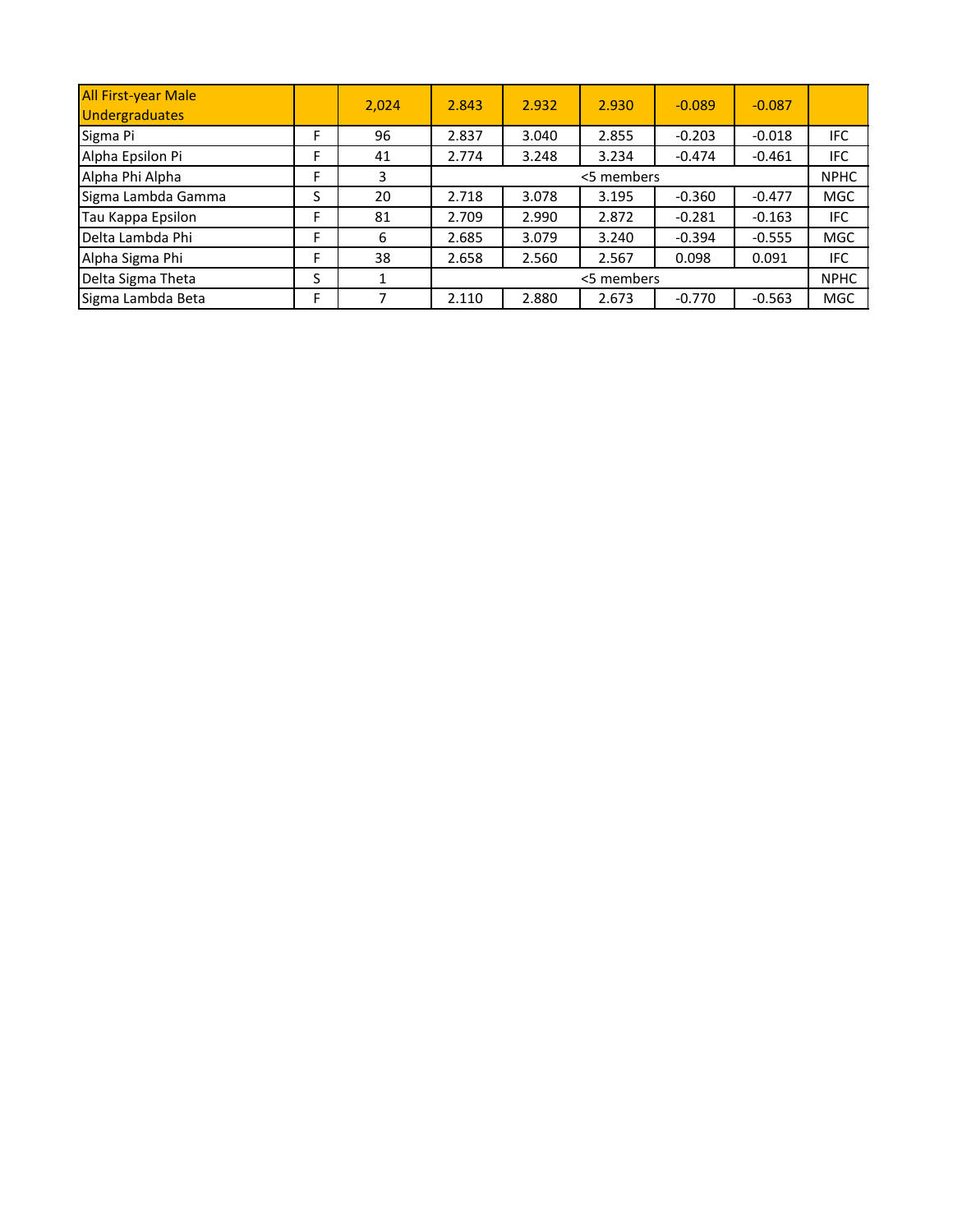| | | | | | | | | |
|---|---|---|---|---|---|---|---|---|
| All First-year Male Undergraduates | | 2,024 | 2.843 | 2.932 | 2.930 | -0.089 | -0.087 | |
| Sigma Pi | F | 96 | 2.837 | 3.040 | 2.855 | -0.203 | -0.018 | IFC |
| Alpha Epsilon Pi | F | 41 | 2.774 | 3.248 | 3.234 | -0.474 | -0.461 | IFC |
| Alpha Phi Alpha | F | 3 | <5 members | | | | | NPHC |
| Sigma Lambda Gamma | S | 20 | 2.718 | 3.078 | 3.195 | -0.360 | -0.477 | MGC |
| Tau Kappa Epsilon | F | 81 | 2.709 | 2.990 | 2.872 | -0.281 | -0.163 | IFC |
| Delta Lambda Phi | F | 6 | 2.685 | 3.079 | 3.240 | -0.394 | -0.555 | MGC |
| Alpha Sigma Phi | F | 38 | 2.658 | 2.560 | 2.567 | 0.098 | 0.091 | IFC |
| Delta Sigma Theta | S | 1 | <5 members | | | | | NPHC |
| Sigma Lambda Beta | F | 7 | 2.110 | 2.880 | 2.673 | -0.770 | -0.563 | MGC |